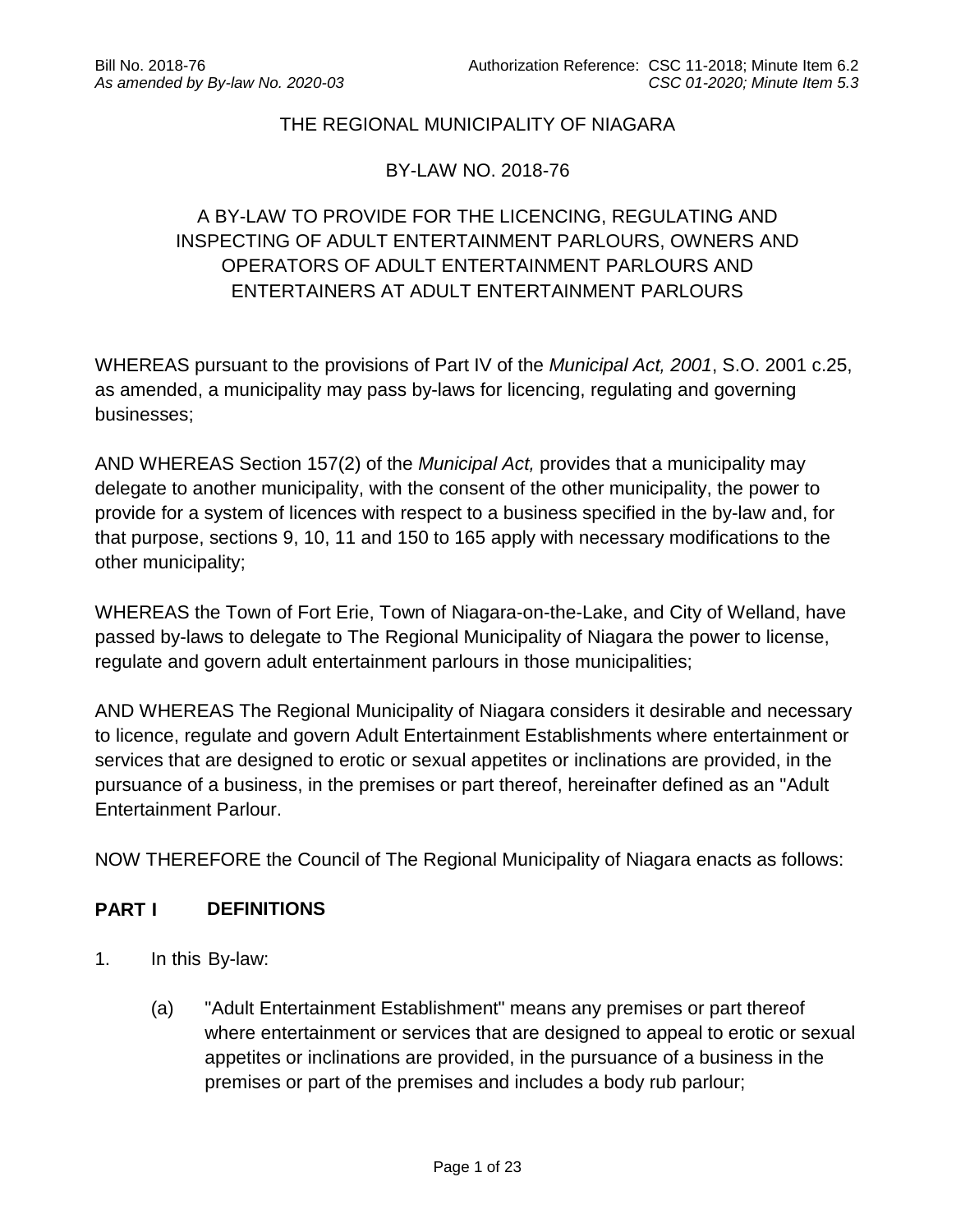Bill No. 2018-76 Authorization Reference: CSC 11-2018; Minute Item 6.2
*As amended by By-law No. 2020-03* *CSC 01-2020; Minute Item 5.3*

THE REGIONAL MUNICIPALITY OF NIAGARA

BY-LAW NO. 2018-76

A BY-LAW TO PROVIDE FOR THE LICENCING, REGULATING AND INSPECTING OF ADULT ENTERTAINMENT PARLOURS, OWNERS AND OPERATORS OF ADULT ENTERTAINMENT PARLOURS AND ENTERTAINERS AT ADULT ENTERTAINMENT PARLOURS

WHEREAS pursuant to the provisions of Part IV of the *Municipal Act, 2001*, S.O. 2001 c.25, as amended, a municipality may pass by-laws for licencing, regulating and governing businesses;

AND WHEREAS Section 157(2) of the *Municipal Act,* provides that a municipality may delegate to another municipality, with the consent of the other municipality, the power to provide for a system of licences with respect to a business specified in the by-law and, for that purpose, sections 9, 10, 11 and 150 to 165 apply with necessary modifications to the other municipality;

WHEREAS the Town of Fort Erie, Town of Niagara-on-the-Lake, and City of Welland, have passed by-laws to delegate to The Regional Municipality of Niagara the power to license, regulate and govern adult entertainment parlours in those municipalities;

AND WHEREAS The Regional Municipality of Niagara considers it desirable and necessary to licence, regulate and govern Adult Entertainment Establishments where entertainment or services that are designed to erotic or sexual appetites or inclinations are provided, in the pursuance of a business, in the premises or part thereof, hereinafter defined as an "Adult Entertainment Parlour.

NOW THEREFORE the Council of The Regional Municipality of Niagara enacts as follows:

## PART I DEFINITIONS

1. In this By-law:

   (a) "Adult Entertainment Establishment" means any premises or part thereof where entertainment or services that are designed to appeal to erotic or sexual appetites or inclinations are provided, in the pursuance of a business in the premises or part of the premises and includes a body rub parlour;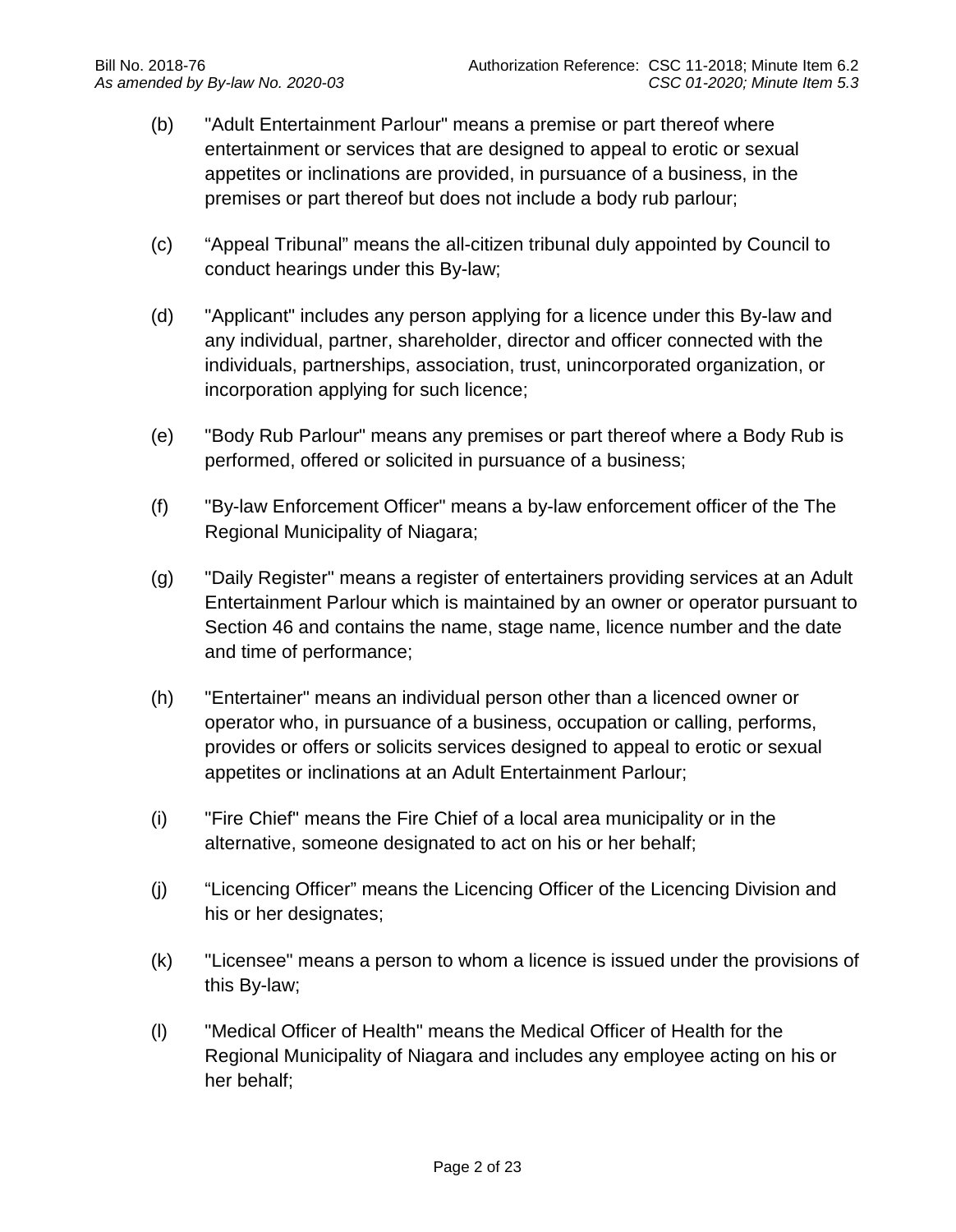(b) "Adult Entertainment Parlour" means a premise or part thereof where entertainment or services that are designed to appeal to erotic or sexual appetites or inclinations are provided, in pursuance of a business, in the premises or part thereof but does not include a body rub parlour;

(c) “Appeal Tribunal” means the all-citizen tribunal duly appointed by Council to conduct hearings under this By-law;

(d) "Applicant" includes any person applying for a licence under this By-law and any individual, partner, shareholder, director and officer connected with the individuals, partnerships, association, trust, unincorporated organization, or incorporation applying for such licence;

(e) "Body Rub Parlour" means any premises or part thereof where a Body Rub is performed, offered or solicited in pursuance of a business;

(f) "By-law Enforcement Officer" means a by-law enforcement officer of the The Regional Municipality of Niagara;

(g) "Daily Register" means a register of entertainers providing services at an Adult Entertainment Parlour which is maintained by an owner or operator pursuant to Section 46 and contains the name, stage name, licence number and the date and time of performance;

(h) "Entertainer" means an individual person other than a licenced owner or operator who, in pursuance of a business, occupation or calling, performs, provides or offers or solicits services designed to appeal to erotic or sexual appetites or inclinations at an Adult Entertainment Parlour;

(i) "Fire Chief" means the Fire Chief of a local area municipality or in the alternative, someone designated to act on his or her behalf;

(j) “Licencing Officer” means the Licencing Officer of the Licencing Division and his or her designates;

(k) "Licensee" means a person to whom a licence is issued under the provisions of this By-law;

(l) "Medical Officer of Health" means the Medical Officer of Health for the Regional Municipality of Niagara and includes any employee acting on his or her behalf;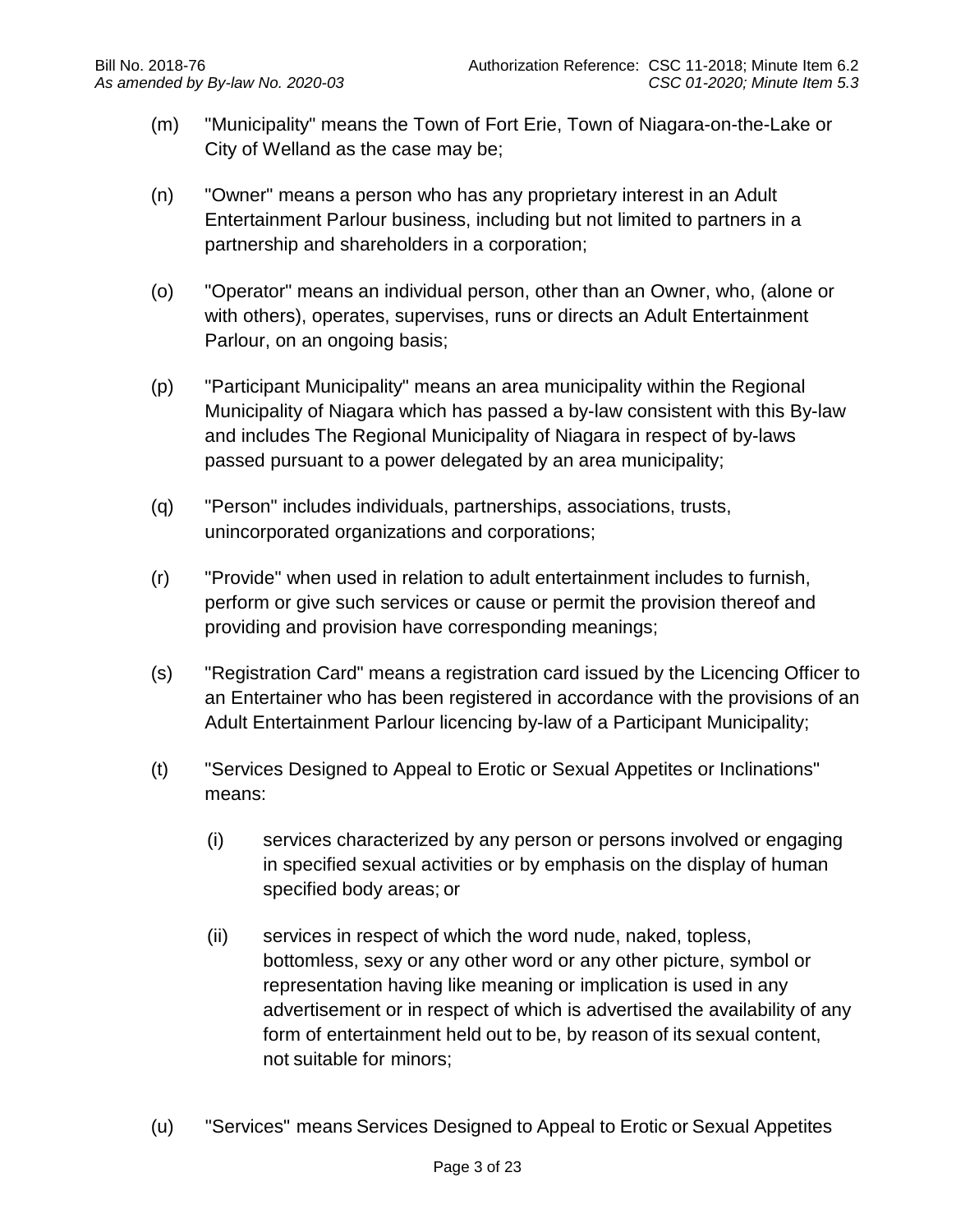(m) "Municipality" means the Town of Fort Erie, Town of Niagara-on-the-Lake or City of Welland as the case may be;

(n) "Owner" means a person who has any proprietary interest in an Adult Entertainment Parlour business, including but not limited to partners in a partnership and shareholders in a corporation;

(o) "Operator" means an individual person, other than an Owner, who, (alone or with others), operates, supervises, runs or directs an Adult Entertainment Parlour, on an ongoing basis;

(p) "Participant Municipality" means an area municipality within the Regional Municipality of Niagara which has passed a by-law consistent with this By-law and includes The Regional Municipality of Niagara in respect of by-laws passed pursuant to a power delegated by an area municipality;

(q) "Person" includes individuals, partnerships, associations, trusts, unincorporated organizations and corporations;

(r) "Provide" when used in relation to adult entertainment includes to furnish, perform or give such services or cause or permit the provision thereof and providing and provision have corresponding meanings;

(s) "Registration Card" means a registration card issued by the Licencing Officer to an Entertainer who has been registered in accordance with the provisions of an Adult Entertainment Parlour licencing by-law of a Participant Municipality;

(t) "Services Designed to Appeal to Erotic or Sexual Appetites or Inclinations" means:

 (i) services characterized by any person or persons involved or engaging in specified sexual activities or by emphasis on the display of human specified body areas; or

 (ii) services in respect of which the word nude, naked, topless, bottomless, sexy or any other word or any other picture, symbol or representation having like meaning or implication is used in any advertisement or in respect of which is advertised the availability of any form of entertainment held out to be, by reason of its sexual content, not suitable for minors;

(u) "Services" means Services Designed to Appeal to Erotic or Sexual Appetites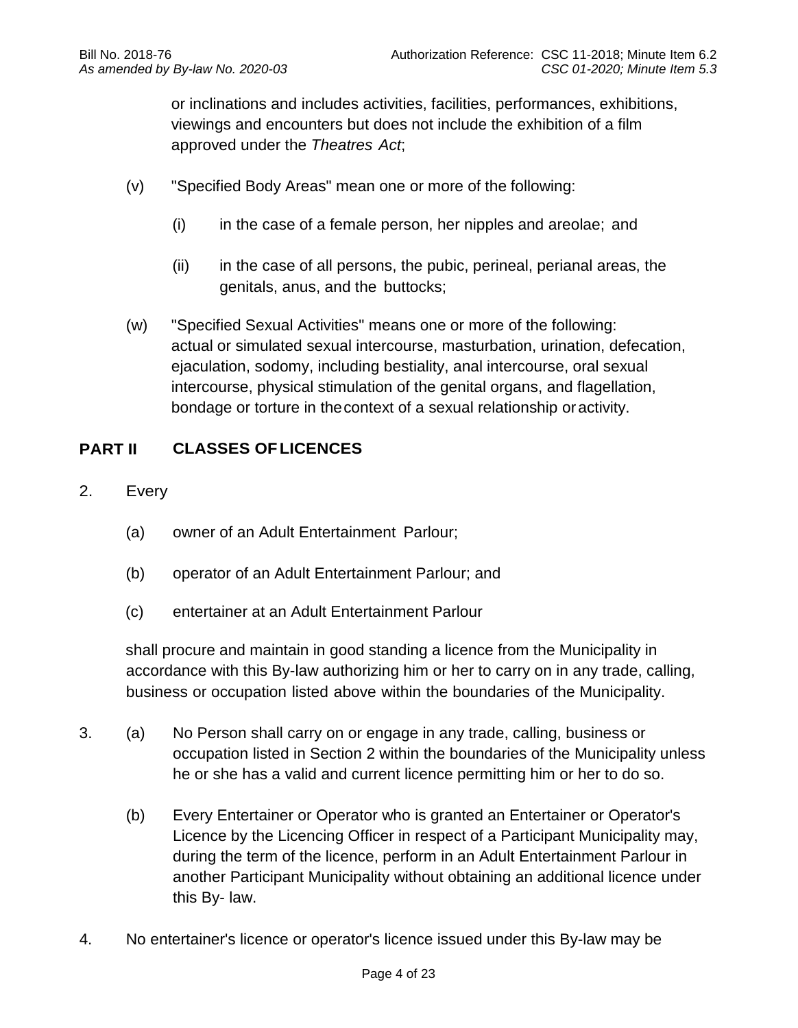or inclinations and includes activities, facilities, performances, exhibitions, viewings and encounters but does not include the exhibition of a film approved under the *Theatres Act*;

(v) "Specified Body Areas" mean one or more of the following:

(i) in the case of a female person, her nipples and areolae; and

(ii) in the case of all persons, the pubic, perineal, perianal areas, the genitals, anus, and the buttocks;

(w) "Specified Sexual Activities" means one or more of the following: actual or simulated sexual intercourse, masturbation, urination, defecation, ejaculation, sodomy, including bestiality, anal intercourse, oral sexual intercourse, physical stimulation of the genital organs, and flagellation, bondage or torture in the context of a sexual relationship or activity.

## PART II CLASSES OF LICENCES

2. Every

(a) owner of an Adult Entertainment Parlour;

(b) operator of an Adult Entertainment Parlour; and

(c) entertainer at an Adult Entertainment Parlour

shall procure and maintain in good standing a licence from the Municipality in accordance with this By-law authorizing him or her to carry on in any trade, calling, business or occupation listed above within the boundaries of the Municipality.

3. (a) No Person shall carry on or engage in any trade, calling, business or occupation listed in Section 2 within the boundaries of the Municipality unless he or she has a valid and current licence permitting him or her to do so.

(b) Every Entertainer or Operator who is granted an Entertainer or Operator's Licence by the Licencing Officer in respect of a Participant Municipality may, during the term of the licence, perform in an Adult Entertainment Parlour in another Participant Municipality without obtaining an additional licence under this By- law.

4. No entertainer's licence or operator's licence issued under this By-law may be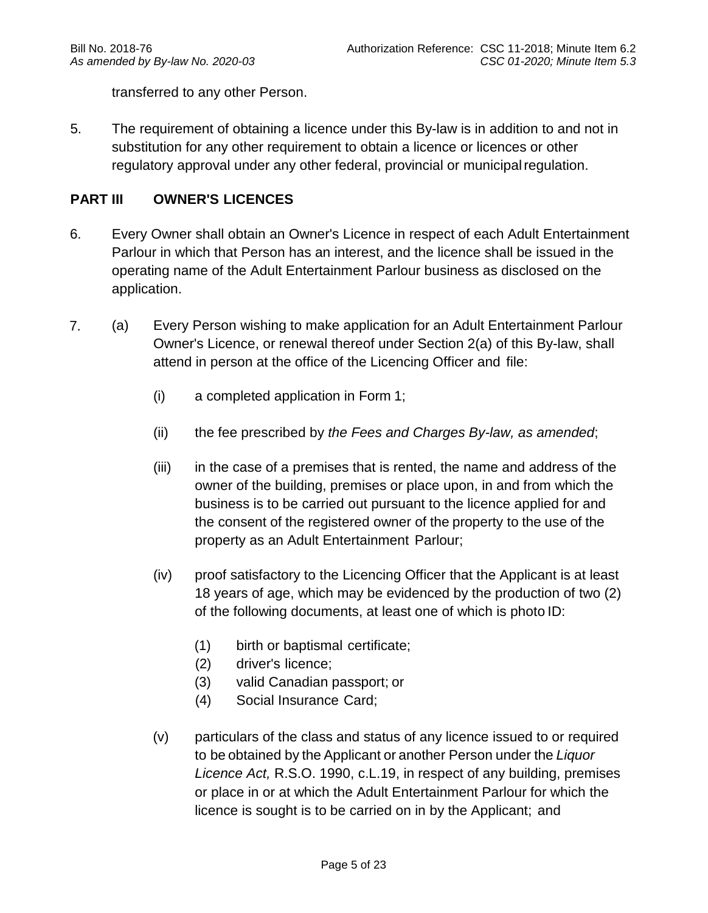transferred to any other Person.

5. The requirement of obtaining a licence under this By-law is in addition to and not in substitution for any other requirement to obtain a licence or licences or other regulatory approval under any other federal, provincial or municipal regulation.

## PART III OWNER'S LICENCES

6. Every Owner shall obtain an Owner's Licence in respect of each Adult Entertainment Parlour in which that Person has an interest, and the licence shall be issued in the operating name of the Adult Entertainment Parlour business as disclosed on the application.

7. (a) Every Person wishing to make application for an Adult Entertainment Parlour Owner's Licence, or renewal thereof under Section 2(a) of this By-law, shall attend in person at the office of the Licencing Officer and file:

   (i) a completed application in Form 1;

   (ii) the fee prescribed by *the Fees and Charges By-law, as amended*;

   (iii) in the case of a premises that is rented, the name and address of the owner of the building, premises or place upon, in and from which the business is to be carried out pursuant to the licence applied for and the consent of the registered owner of the property to the use of the property as an Adult Entertainment Parlour;

   (iv) proof satisfactory to the Licencing Officer that the Applicant is at least 18 years of age, which may be evidenced by the production of two (2) of the following documents, at least one of which is photo ID:

      (1) birth or baptismal certificate;
      (2) driver's licence;
      (3) valid Canadian passport; or
      (4) Social Insurance Card;

   (v) particulars of the class and status of any licence issued to or required to be obtained by the Applicant or another Person under the *Liquor Licence Act,* R.S.O. 1990, c.L.19, in respect of any building, premises or place in or at which the Adult Entertainment Parlour for which the licence is sought is to be carried on in by the Applicant; and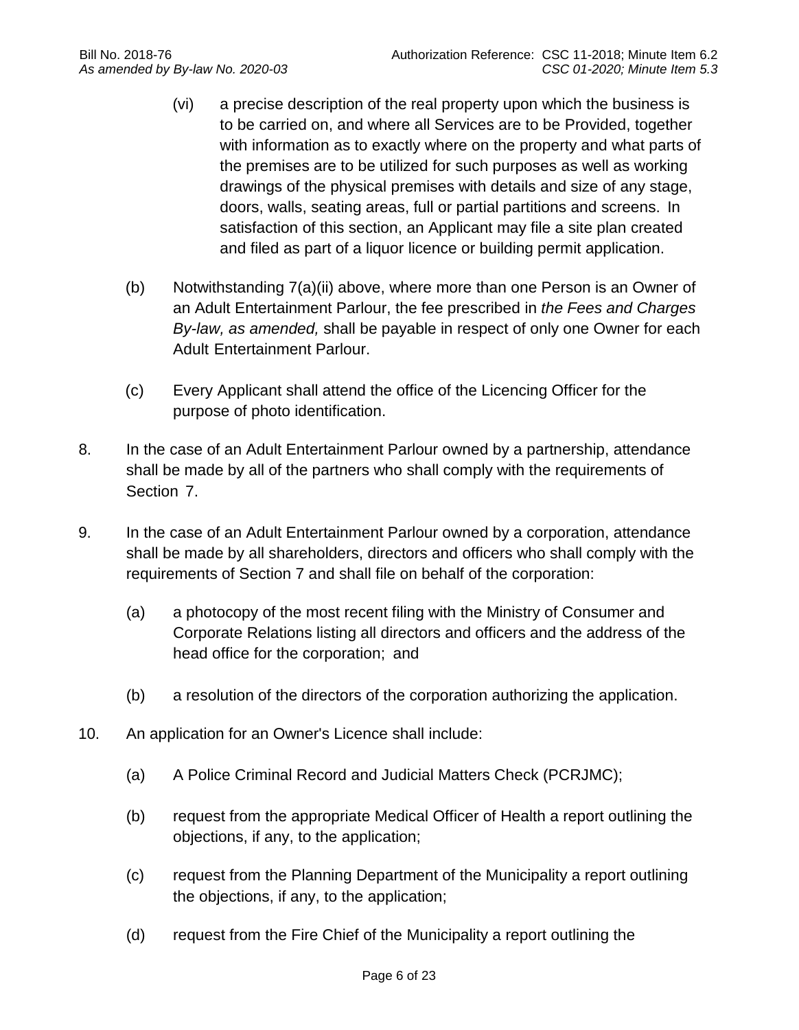(vi) a precise description of the real property upon which the business is to be carried on, and where all Services are to be Provided, together with information as to exactly where on the property and what parts of the premises are to be utilized for such purposes as well as working drawings of the physical premises with details and size of any stage, doors, walls, seating areas, full or partial partitions and screens. In satisfaction of this section, an Applicant may file a site plan created and filed as part of a liquor licence or building permit application.

(b) Notwithstanding 7(a)(ii) above, where more than one Person is an Owner of an Adult Entertainment Parlour, the fee prescribed in *the Fees and Charges By-law, as amended,* shall be payable in respect of only one Owner for each Adult Entertainment Parlour.

(c) Every Applicant shall attend the office of the Licencing Officer for the purpose of photo identification.

8. In the case of an Adult Entertainment Parlour owned by a partnership, attendance shall be made by all of the partners who shall comply with the requirements of Section 7.

9. In the case of an Adult Entertainment Parlour owned by a corporation, attendance shall be made by all shareholders, directors and officers who shall comply with the requirements of Section 7 and shall file on behalf of the corporation:

(a) a photocopy of the most recent filing with the Ministry of Consumer and Corporate Relations listing all directors and officers and the address of the head office for the corporation; and

(b) a resolution of the directors of the corporation authorizing the application.

10. An application for an Owner's Licence shall include:

(a) A Police Criminal Record and Judicial Matters Check (PCRJMC);

(b) request from the appropriate Medical Officer of Health a report outlining the objections, if any, to the application;

(c) request from the Planning Department of the Municipality a report outlining the objections, if any, to the application;

(d) request from the Fire Chief of the Municipality a report outlining the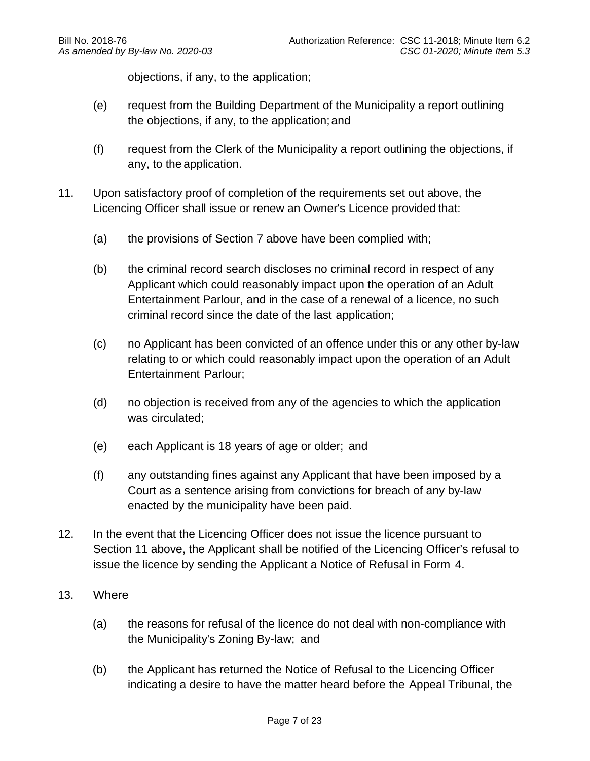objections, if any, to the application;

(e) request from the Building Department of the Municipality a report outlining the objections, if any, to the application; and

(f) request from the Clerk of the Municipality a report outlining the objections, if any, to the application.

11. Upon satisfactory proof of completion of the requirements set out above, the Licencing Officer shall issue or renew an Owner's Licence provided that:

   (a) the provisions of Section 7 above have been complied with;

   (b) the criminal record search discloses no criminal record in respect of any Applicant which could reasonably impact upon the operation of an Adult Entertainment Parlour, and in the case of a renewal of a licence, no such criminal record since the date of the last application;

   (c) no Applicant has been convicted of an offence under this or any other by-law relating to or which could reasonably impact upon the operation of an Adult Entertainment Parlour;

   (d) no objection is received from any of the agencies to which the application was circulated;

   (e) each Applicant is 18 years of age or older; and

   (f) any outstanding fines against any Applicant that have been imposed by a Court as a sentence arising from convictions for breach of any by-law enacted by the municipality have been paid.

12. In the event that the Licencing Officer does not issue the licence pursuant to Section 11 above, the Applicant shall be notified of the Licencing Officer's refusal to issue the licence by sending the Applicant a Notice of Refusal in Form 4.

13. Where

   (a) the reasons for refusal of the licence do not deal with non-compliance with the Municipality's Zoning By-law; and

   (b) the Applicant has returned the Notice of Refusal to the Licencing Officer indicating a desire to have the matter heard before the Appeal Tribunal, the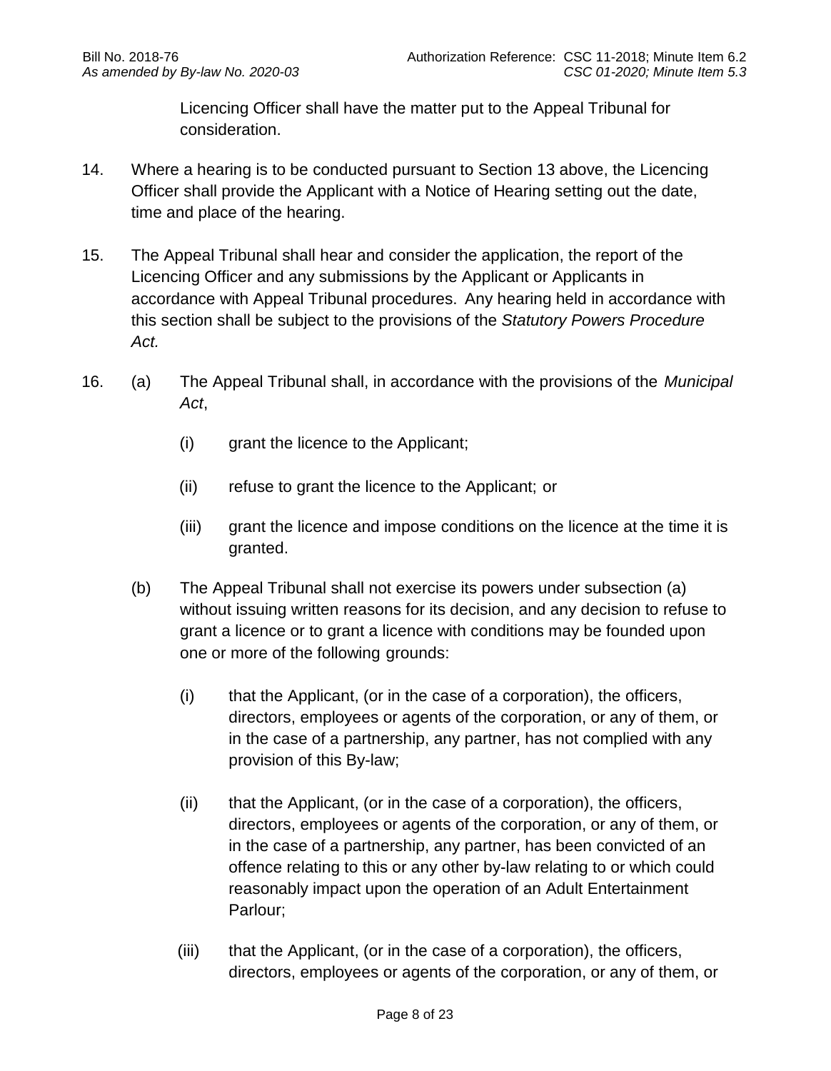Licencing Officer shall have the matter put to the Appeal Tribunal for consideration.

14. Where a hearing is to be conducted pursuant to Section 13 above, the Licencing Officer shall provide the Applicant with a Notice of Hearing setting out the date, time and place of the hearing.

15. The Appeal Tribunal shall hear and consider the application, the report of the Licencing Officer and any submissions by the Applicant or Applicants in accordance with Appeal Tribunal procedures. Any hearing held in accordance with this section shall be subject to the provisions of the *Statutory Powers Procedure Act.*

16. (a) The Appeal Tribunal shall, in accordance with the provisions of the *Municipal Act*,

    (i) grant the licence to the Applicant;

    (ii) refuse to grant the licence to the Applicant; or

    (iii) grant the licence and impose conditions on the licence at the time it is granted.

    (b) The Appeal Tribunal shall not exercise its powers under subsection (a) without issuing written reasons for its decision, and any decision to refuse to grant a licence or to grant a licence with conditions may be founded upon one or more of the following grounds:

    (i) that the Applicant, (or in the case of a corporation), the officers, directors, employees or agents of the corporation, or any of them, or in the case of a partnership, any partner, has not complied with any provision of this By-law;

    (ii) that the Applicant, (or in the case of a corporation), the officers, directors, employees or agents of the corporation, or any of them, or in the case of a partnership, any partner, has been convicted of an offence relating to this or any other by-law relating to or which could reasonably impact upon the operation of an Adult Entertainment Parlour;

    (iii) that the Applicant, (or in the case of a corporation), the officers, directors, employees or agents of the corporation, or any of them, or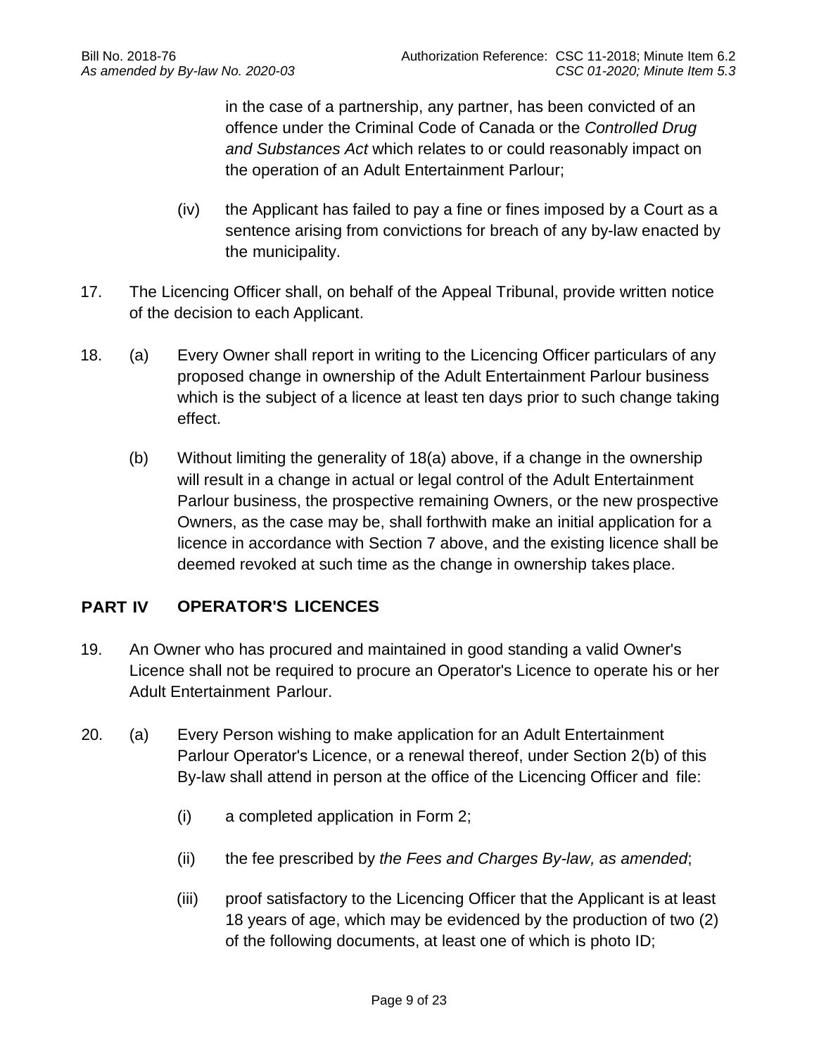in the case of a partnership, any partner, has been convicted of an offence under the Criminal Code of Canada or the *Controlled Drug and Substances Act* which relates to or could reasonably impact on the operation of an Adult Entertainment Parlour;

(iv) the Applicant has failed to pay a fine or fines imposed by a Court as a sentence arising from convictions for breach of any by-law enacted by the municipality.

17. The Licencing Officer shall, on behalf of the Appeal Tribunal, provide written notice of the decision to each Applicant.

18. (a) Every Owner shall report in writing to the Licencing Officer particulars of any proposed change in ownership of the Adult Entertainment Parlour business which is the subject of a licence at least ten days prior to such change taking effect.

(b) Without limiting the generality of 18(a) above, if a change in the ownership will result in a change in actual or legal control of the Adult Entertainment Parlour business, the prospective remaining Owners, or the new prospective Owners, as the case may be, shall forthwith make an initial application for a licence in accordance with Section 7 above, and the existing licence shall be deemed revoked at such time as the change in ownership takes place.

## PART IV OPERATOR'S LICENCES

19. An Owner who has procured and maintained in good standing a valid Owner's Licence shall not be required to procure an Operator's Licence to operate his or her Adult Entertainment Parlour.

20. (a) Every Person wishing to make application for an Adult Entertainment Parlour Operator's Licence, or a renewal thereof, under Section 2(b) of this By-law shall attend in person at the office of the Licencing Officer and file:

(i) a completed application in Form 2;

(ii) the fee prescribed by *the Fees and Charges By-law, as amended*;

(iii) proof satisfactory to the Licencing Officer that the Applicant is at least 18 years of age, which may be evidenced by the production of two (2) of the following documents, at least one of which is photo ID;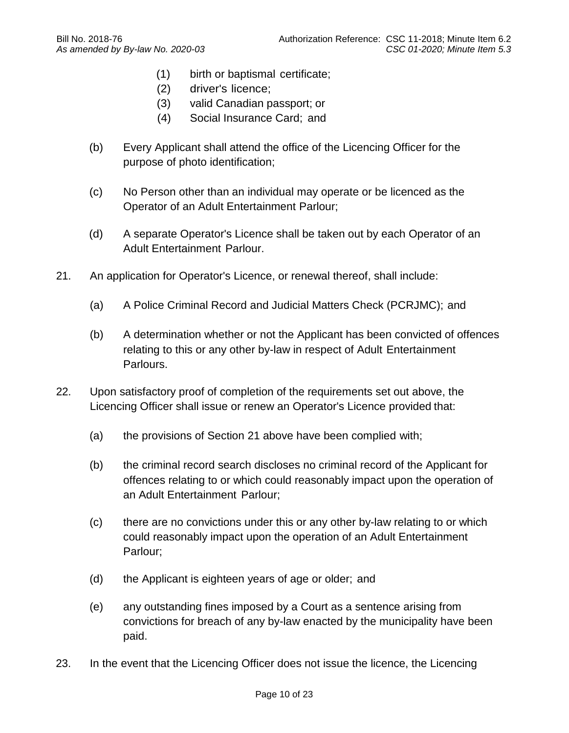(1) birth or baptismal certificate;
(2) driver's licence;
(3) valid Canadian passport; or
(4) Social Insurance Card; and

(b) Every Applicant shall attend the office of the Licencing Officer for the purpose of photo identification;

(c) No Person other than an individual may operate or be licenced as the Operator of an Adult Entertainment Parlour;

(d) A separate Operator's Licence shall be taken out by each Operator of an Adult Entertainment Parlour.

21. An application for Operator's Licence, or renewal thereof, shall include:

(a) A Police Criminal Record and Judicial Matters Check (PCRJMC); and

(b) A determination whether or not the Applicant has been convicted of offences relating to this or any other by-law in respect of Adult Entertainment Parlours.

22. Upon satisfactory proof of completion of the requirements set out above, the Licencing Officer shall issue or renew an Operator's Licence provided that:

(a) the provisions of Section 21 above have been complied with;

(b) the criminal record search discloses no criminal record of the Applicant for offences relating to or which could reasonably impact upon the operation of an Adult Entertainment Parlour;

(c) there are no convictions under this or any other by-law relating to or which could reasonably impact upon the operation of an Adult Entertainment Parlour;

(d) the Applicant is eighteen years of age or older; and

(e) any outstanding fines imposed by a Court as a sentence arising from convictions for breach of any by-law enacted by the municipality have been paid.

23. In the event that the Licencing Officer does not issue the licence, the Licencing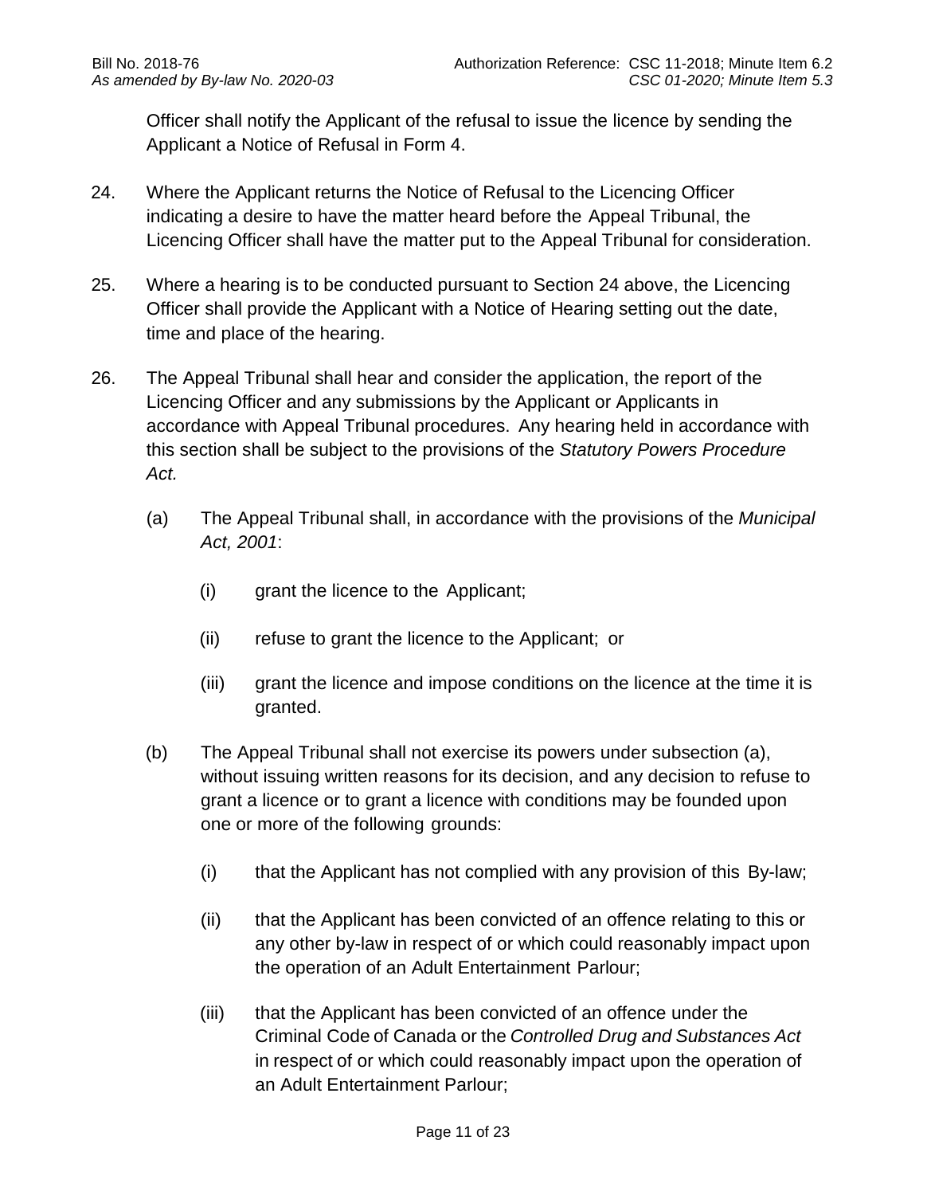Officer shall notify the Applicant of the refusal to issue the licence by sending the Applicant a Notice of Refusal in Form 4.

24. Where the Applicant returns the Notice of Refusal to the Licencing Officer indicating a desire to have the matter heard before the Appeal Tribunal, the Licencing Officer shall have the matter put to the Appeal Tribunal for consideration.

25. Where a hearing is to be conducted pursuant to Section 24 above, the Licencing Officer shall provide the Applicant with a Notice of Hearing setting out the date, time and place of the hearing.

26. The Appeal Tribunal shall hear and consider the application, the report of the Licencing Officer and any submissions by the Applicant or Applicants in accordance with Appeal Tribunal procedures. Any hearing held in accordance with this section shall be subject to the provisions of the *Statutory Powers Procedure Act.*

    (a) The Appeal Tribunal shall, in accordance with the provisions of the *Municipal Act, 2001*:

        (i) grant the licence to the Applicant;

        (ii) refuse to grant the licence to the Applicant; or

        (iii) grant the licence and impose conditions on the licence at the time it is granted.

    (b) The Appeal Tribunal shall not exercise its powers under subsection (a), without issuing written reasons for its decision, and any decision to refuse to grant a licence or to grant a licence with conditions may be founded upon one or more of the following grounds:

        (i) that the Applicant has not complied with any provision of this By-law;

        (ii) that the Applicant has been convicted of an offence relating to this or any other by-law in respect of or which could reasonably impact upon the operation of an Adult Entertainment Parlour;

        (iii) that the Applicant has been convicted of an offence under the Criminal Code of Canada or the *Controlled Drug and Substances Act* in respect of or which could reasonably impact upon the operation of an Adult Entertainment Parlour;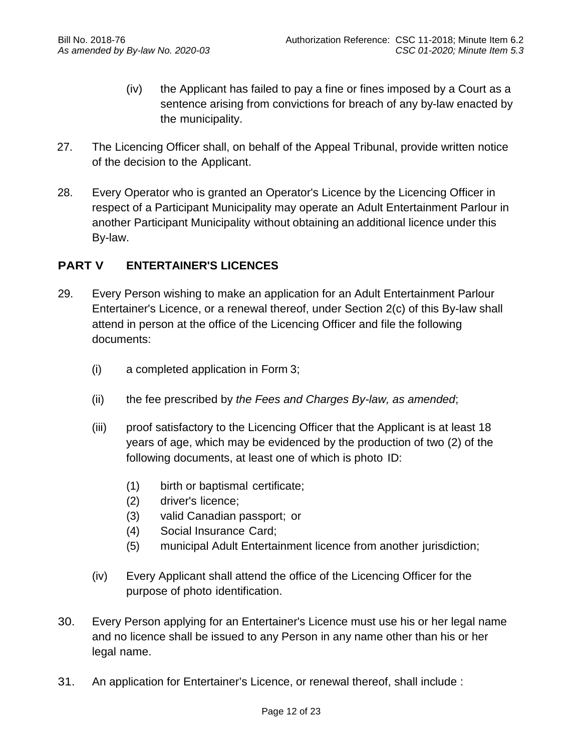(iv) the Applicant has failed to pay a fine or fines imposed by a Court as a sentence arising from convictions for breach of any by-law enacted by the municipality.

27. The Licencing Officer shall, on behalf of the Appeal Tribunal, provide written notice of the decision to the Applicant.

28. Every Operator who is granted an Operator's Licence by the Licencing Officer in respect of a Participant Municipality may operate an Adult Entertainment Parlour in another Participant Municipality without obtaining an additional licence under this By-law.

## PART V ENTERTAINER'S LICENCES

29. Every Person wishing to make an application for an Adult Entertainment Parlour Entertainer's Licence, or a renewal thereof, under Section 2(c) of this By-law shall attend in person at the office of the Licencing Officer and file the following documents:

   (i) a completed application in Form 3;

   (ii) the fee prescribed by *the Fees and Charges By-law, as amended*;

   (iii) proof satisfactory to the Licencing Officer that the Applicant is at least 18 years of age, which may be evidenced by the production of two (2) of the following documents, at least one of which is photo ID:

      (1) birth or baptismal certificate;
      (2) driver's licence;
      (3) valid Canadian passport; or
      (4) Social Insurance Card;
      (5) municipal Adult Entertainment licence from another jurisdiction;

   (iv) Every Applicant shall attend the office of the Licencing Officer for the purpose of photo identification.

30. Every Person applying for an Entertainer's Licence must use his or her legal name and no licence shall be issued to any Person in any name other than his or her legal name.

31. An application for Entertainer's Licence, or renewal thereof, shall include :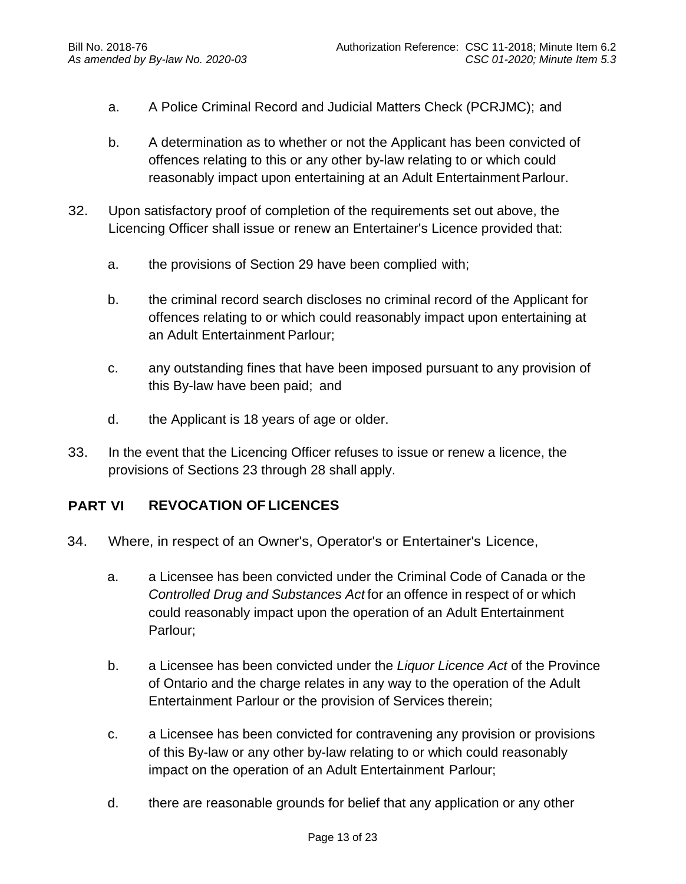a. A Police Criminal Record and Judicial Matters Check (PCRJMC); and

b. A determination as to whether or not the Applicant has been convicted of offences relating to this or any other by-law relating to or which could reasonably impact upon entertaining at an Adult Entertainment Parlour.

32. Upon satisfactory proof of completion of the requirements set out above, the Licencing Officer shall issue or renew an Entertainer's Licence provided that:

a. the provisions of Section 29 have been complied with;

b. the criminal record search discloses no criminal record of the Applicant for offences relating to or which could reasonably impact upon entertaining at an Adult Entertainment Parlour;

c. any outstanding fines that have been imposed pursuant to any provision of this By-law have been paid; and

d. the Applicant is 18 years of age or older.

33. In the event that the Licencing Officer refuses to issue or renew a licence, the provisions of Sections 23 through 28 shall apply.

## PART VI REVOCATION OF LICENCES

34. Where, in respect of an Owner's, Operator's or Entertainer's Licence,

a. a Licensee has been convicted under the Criminal Code of Canada or the *Controlled Drug and Substances Act* for an offence in respect of or which could reasonably impact upon the operation of an Adult Entertainment Parlour;

b. a Licensee has been convicted under the *Liquor Licence Act* of the Province of Ontario and the charge relates in any way to the operation of the Adult Entertainment Parlour or the provision of Services therein;

c. a Licensee has been convicted for contravening any provision or provisions of this By-law or any other by-law relating to or which could reasonably impact on the operation of an Adult Entertainment Parlour;

d. there are reasonable grounds for belief that any application or any other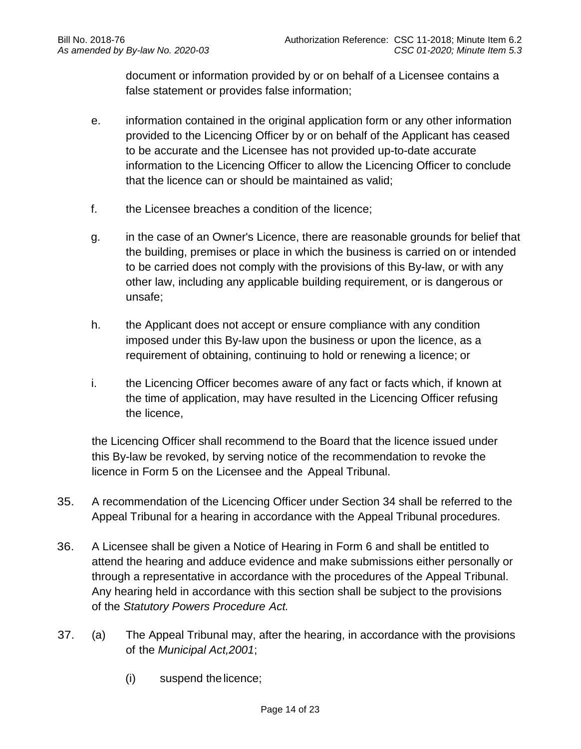document or information provided by or on behalf of a Licensee contains a false statement or provides false information;

e. information contained in the original application form or any other information provided to the Licencing Officer by or on behalf of the Applicant has ceased to be accurate and the Licensee has not provided up-to-date accurate information to the Licencing Officer to allow the Licencing Officer to conclude that the licence can or should be maintained as valid;

f. the Licensee breaches a condition of the licence;

g. in the case of an Owner's Licence, there are reasonable grounds for belief that the building, premises or place in which the business is carried on or intended to be carried does not comply with the provisions of this By-law, or with any other law, including any applicable building requirement, or is dangerous or unsafe;

h. the Applicant does not accept or ensure compliance with any condition imposed under this By-law upon the business or upon the licence, as a requirement of obtaining, continuing to hold or renewing a licence; or

i. the Licencing Officer becomes aware of any fact or facts which, if known at the time of application, may have resulted in the Licencing Officer refusing the licence,

the Licencing Officer shall recommend to the Board that the licence issued under this By-law be revoked, by serving notice of the recommendation to revoke the licence in Form 5 on the Licensee and the Appeal Tribunal.

35. A recommendation of the Licencing Officer under Section 34 shall be referred to the Appeal Tribunal for a hearing in accordance with the Appeal Tribunal procedures.

36. A Licensee shall be given a Notice of Hearing in Form 6 and shall be entitled to attend the hearing and adduce evidence and make submissions either personally or through a representative in accordance with the procedures of the Appeal Tribunal. Any hearing held in accordance with this section shall be subject to the provisions of the *Statutory Powers Procedure Act.*

37. (a) The Appeal Tribunal may, after the hearing, in accordance with the provisions of the *Municipal Act,2001*;

    (i) suspend the licence;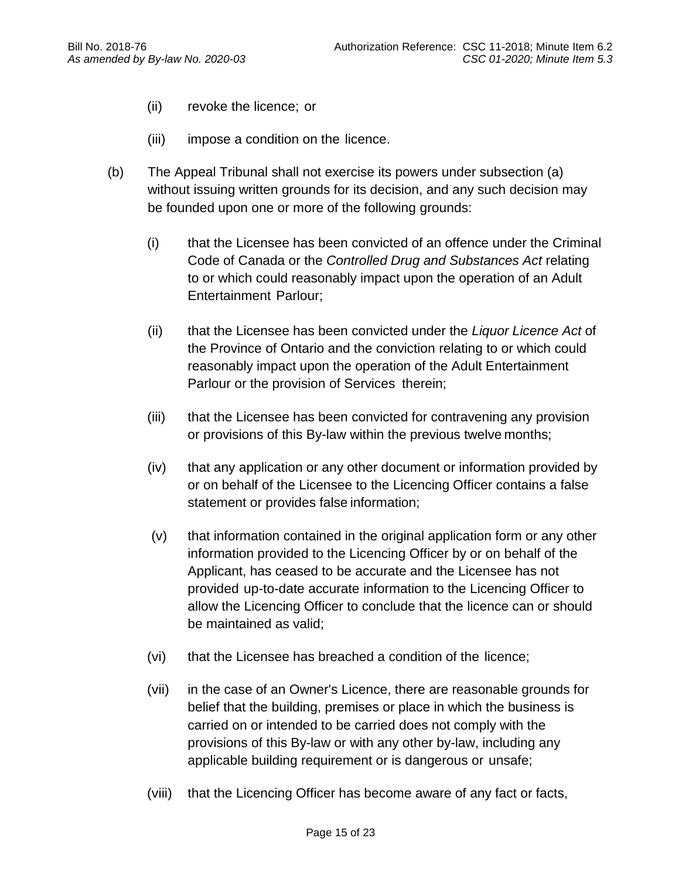(ii) revoke the licence; or

(iii) impose a condition on the licence.

(b) The Appeal Tribunal shall not exercise its powers under subsection (a) without issuing written grounds for its decision, and any such decision may be founded upon one or more of the following grounds:

(i) that the Licensee has been convicted of an offence under the Criminal Code of Canada or the *Controlled Drug and Substances Act* relating to or which could reasonably impact upon the operation of an Adult Entertainment Parlour;

(ii) that the Licensee has been convicted under the *Liquor Licence Act* of the Province of Ontario and the conviction relating to or which could reasonably impact upon the operation of the Adult Entertainment Parlour or the provision of Services therein;

(iii) that the Licensee has been convicted for contravening any provision or provisions of this By-law within the previous twelve months;

(iv) that any application or any other document or information provided by or on behalf of the Licensee to the Licencing Officer contains a false statement or provides false information;

(v) that information contained in the original application form or any other information provided to the Licencing Officer by or on behalf of the Applicant, has ceased to be accurate and the Licensee has not provided up-to-date accurate information to the Licencing Officer to allow the Licencing Officer to conclude that the licence can or should be maintained as valid;

(vi) that the Licensee has breached a condition of the licence;

(vii) in the case of an Owner's Licence, there are reasonable grounds for belief that the building, premises or place in which the business is carried on or intended to be carried does not comply with the provisions of this By-law or with any other by-law, including any applicable building requirement or is dangerous or unsafe;

(viii) that the Licencing Officer has become aware of any fact or facts,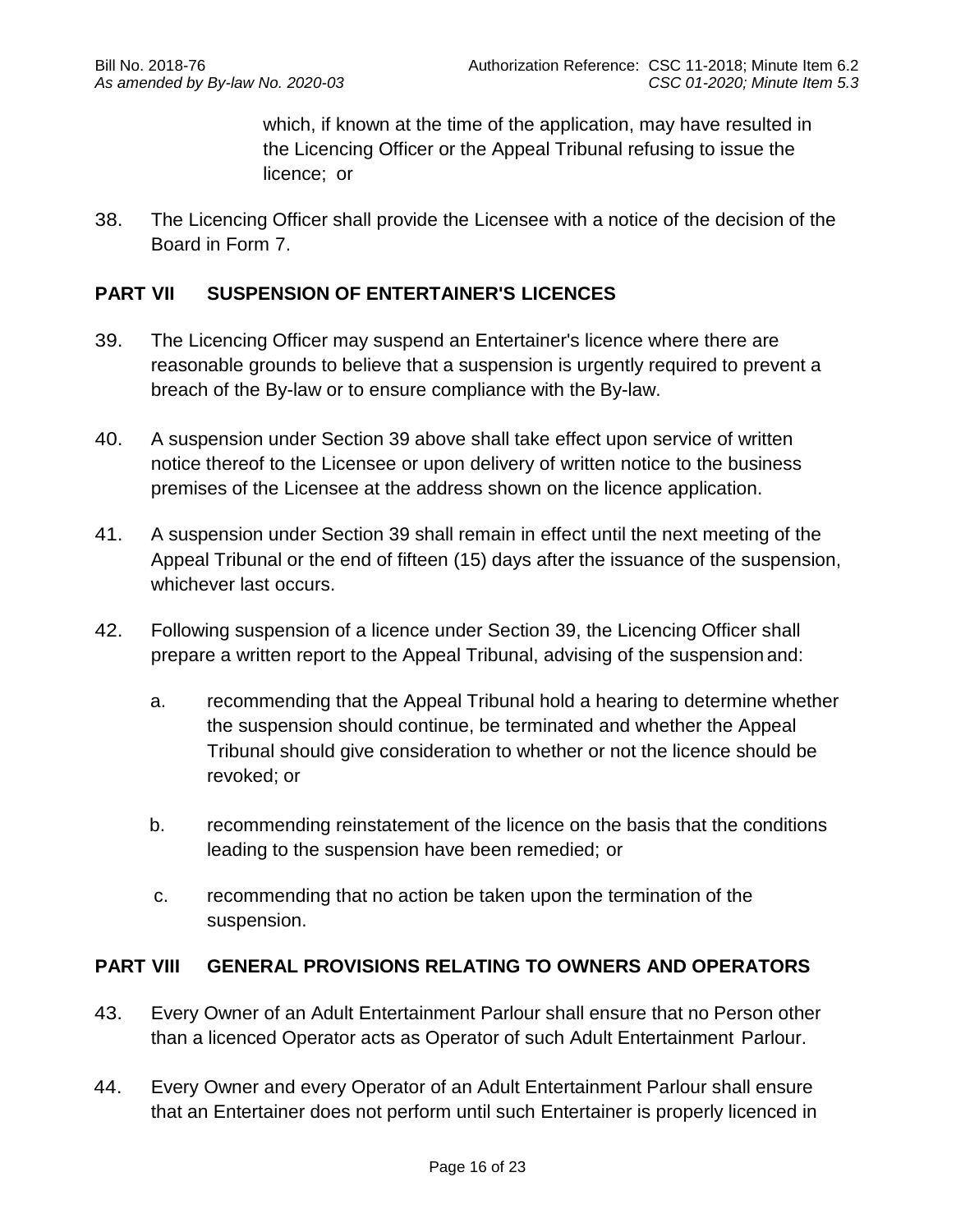which, if known at the time of the application, may have resulted in the Licencing Officer or the Appeal Tribunal refusing to issue the licence; or

38. The Licencing Officer shall provide the Licensee with a notice of the decision of the Board in Form 7.

## PART VII SUSPENSION OF ENTERTAINER'S LICENCES

39. The Licencing Officer may suspend an Entertainer's licence where there are reasonable grounds to believe that a suspension is urgently required to prevent a breach of the By-law or to ensure compliance with the By-law.

40. A suspension under Section 39 above shall take effect upon service of written notice thereof to the Licensee or upon delivery of written notice to the business premises of the Licensee at the address shown on the licence application.

41. A suspension under Section 39 shall remain in effect until the next meeting of the Appeal Tribunal or the end of fifteen (15) days after the issuance of the suspension, whichever last occurs.

42. Following suspension of a licence under Section 39, the Licencing Officer shall prepare a written report to the Appeal Tribunal, advising of the suspension and:

    a. recommending that the Appeal Tribunal hold a hearing to determine whether the suspension should continue, be terminated and whether the Appeal Tribunal should give consideration to whether or not the licence should be revoked; or

    b. recommending reinstatement of the licence on the basis that the conditions leading to the suspension have been remedied; or

    c. recommending that no action be taken upon the termination of the suspension.

## PART VIII GENERAL PROVISIONS RELATING TO OWNERS AND OPERATORS

43. Every Owner of an Adult Entertainment Parlour shall ensure that no Person other than a licenced Operator acts as Operator of such Adult Entertainment Parlour.

44. Every Owner and every Operator of an Adult Entertainment Parlour shall ensure that an Entertainer does not perform until such Entertainer is properly licenced in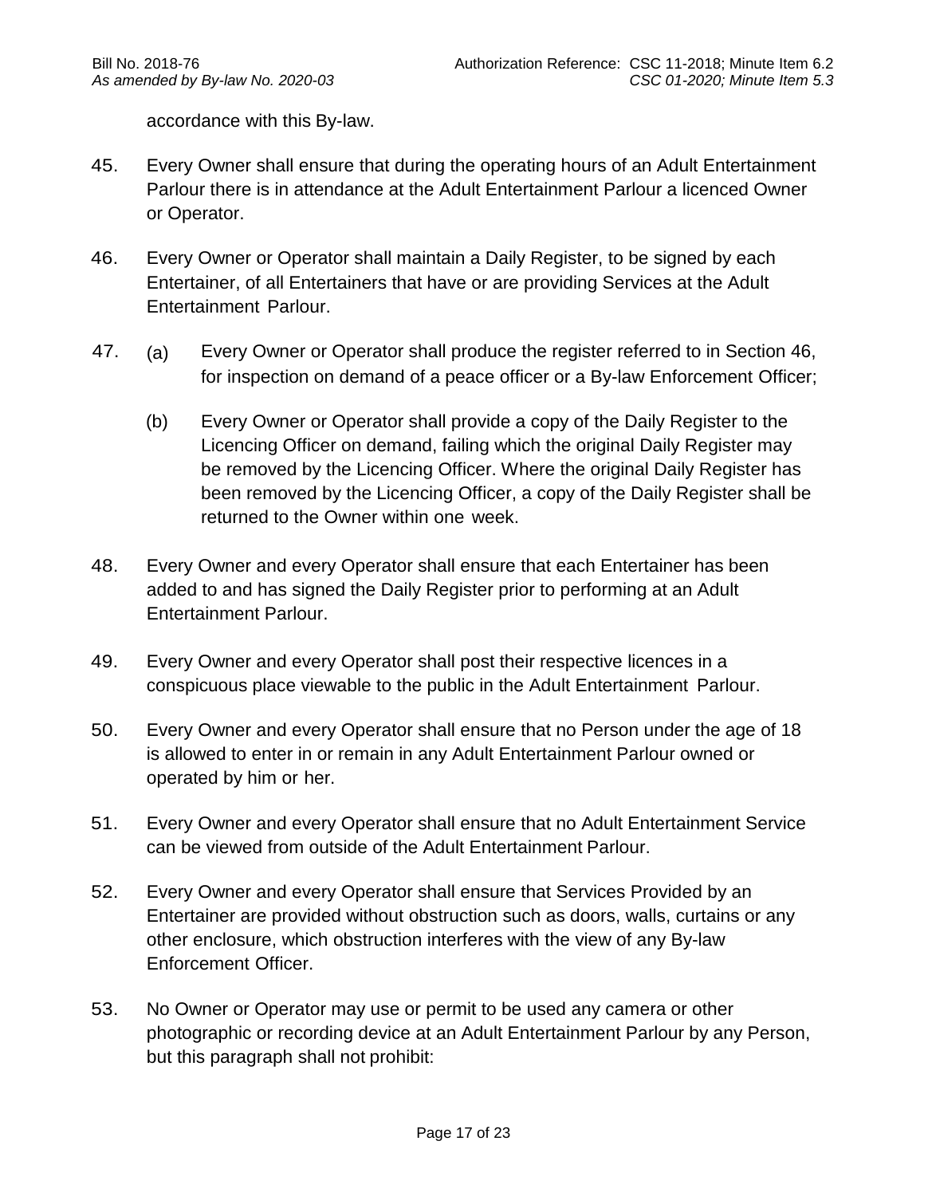accordance with this By-law.

45. Every Owner shall ensure that during the operating hours of an Adult Entertainment Parlour there is in attendance at the Adult Entertainment Parlour a licenced Owner or Operator.

46. Every Owner or Operator shall maintain a Daily Register, to be signed by each Entertainer, of all Entertainers that have or are providing Services at the Adult Entertainment Parlour.

47. (a) Every Owner or Operator shall produce the register referred to in Section 46, for inspection on demand of a peace officer or a By-law Enforcement Officer;

    (b) Every Owner or Operator shall provide a copy of the Daily Register to the Licencing Officer on demand, failing which the original Daily Register may be removed by the Licencing Officer. Where the original Daily Register has been removed by the Licencing Officer, a copy of the Daily Register shall be returned to the Owner within one week.

48. Every Owner and every Operator shall ensure that each Entertainer has been added to and has signed the Daily Register prior to performing at an Adult Entertainment Parlour.

49. Every Owner and every Operator shall post their respective licences in a conspicuous place viewable to the public in the Adult Entertainment Parlour.

50. Every Owner and every Operator shall ensure that no Person under the age of 18 is allowed to enter in or remain in any Adult Entertainment Parlour owned or operated by him or her.

51. Every Owner and every Operator shall ensure that no Adult Entertainment Service can be viewed from outside of the Adult Entertainment Parlour.

52. Every Owner and every Operator shall ensure that Services Provided by an Entertainer are provided without obstruction such as doors, walls, curtains or any other enclosure, which obstruction interferes with the view of any By-law Enforcement Officer.

53. No Owner or Operator may use or permit to be used any camera or other photographic or recording device at an Adult Entertainment Parlour by any Person, but this paragraph shall not prohibit: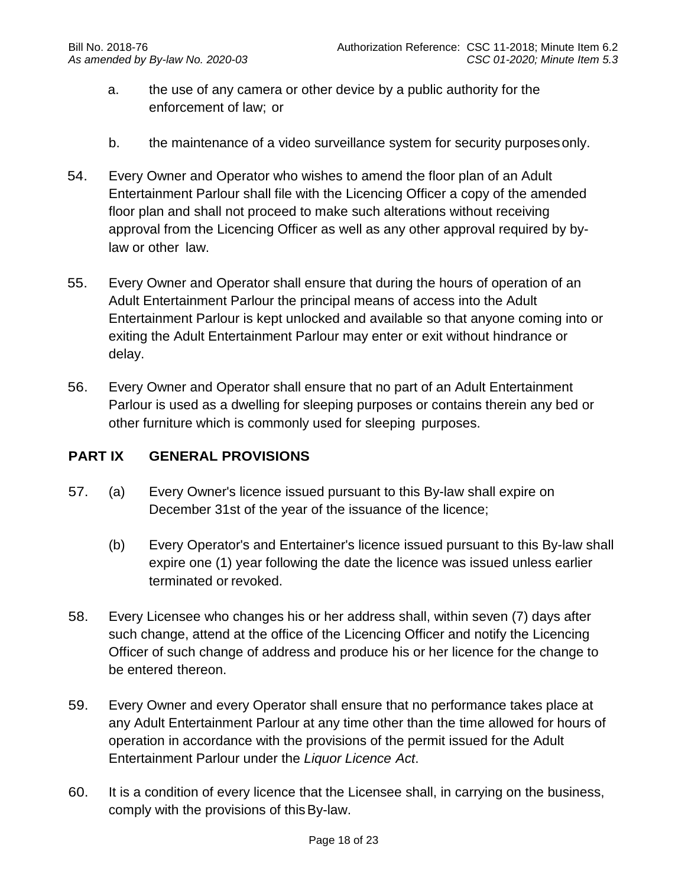a. the use of any camera or other device by a public authority for the enforcement of law; or

b. the maintenance of a video surveillance system for security purposes only.

54. Every Owner and Operator who wishes to amend the floor plan of an Adult Entertainment Parlour shall file with the Licencing Officer a copy of the amended floor plan and shall not proceed to make such alterations without receiving approval from the Licencing Officer as well as any other approval required by by-law or other law.

55. Every Owner and Operator shall ensure that during the hours of operation of an Adult Entertainment Parlour the principal means of access into the Adult Entertainment Parlour is kept unlocked and available so that anyone coming into or exiting the Adult Entertainment Parlour may enter or exit without hindrance or delay.

56. Every Owner and Operator shall ensure that no part of an Adult Entertainment Parlour is used as a dwelling for sleeping purposes or contains therein any bed or other furniture which is commonly used for sleeping purposes.

## PART IX GENERAL PROVISIONS

57. (a) Every Owner's licence issued pursuant to this By-law shall expire on December 31st of the year of the issuance of the licence;

 (b) Every Operator's and Entertainer's licence issued pursuant to this By-law shall expire one (1) year following the date the licence was issued unless earlier terminated or revoked.

58. Every Licensee who changes his or her address shall, within seven (7) days after such change, attend at the office of the Licencing Officer and notify the Licencing Officer of such change of address and produce his or her licence for the change to be entered thereon.

59. Every Owner and every Operator shall ensure that no performance takes place at any Adult Entertainment Parlour at any time other than the time allowed for hours of operation in accordance with the provisions of the permit issued for the Adult Entertainment Parlour under the *Liquor Licence Act*.

60. It is a condition of every licence that the Licensee shall, in carrying on the business, comply with the provisions of this By-law.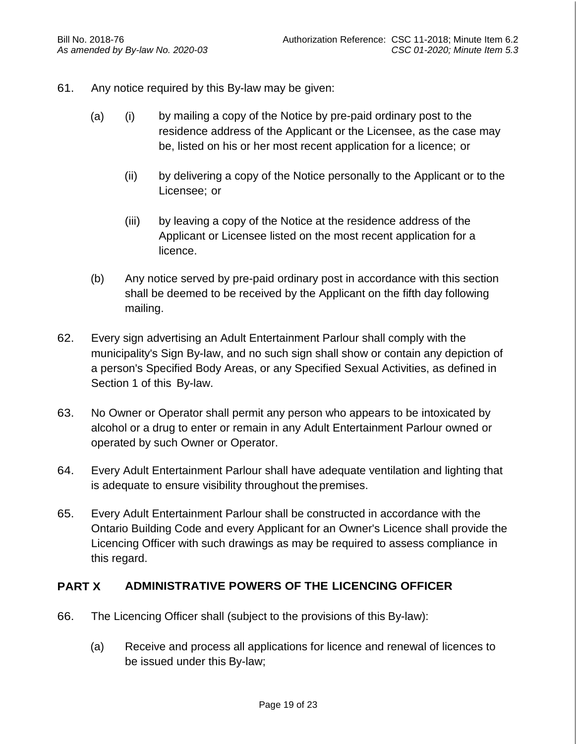61. Any notice required by this By-law may be given:

    (a) (i) by mailing a copy of the Notice by pre-paid ordinary post to the residence address of the Applicant or the Licensee, as the case may be, listed on his or her most recent application for a licence; or

       (ii) by delivering a copy of the Notice personally to the Applicant or to the Licensee; or

       (iii) by leaving a copy of the Notice at the residence address of the Applicant or Licensee listed on the most recent application for a licence.

    (b) Any notice served by pre-paid ordinary post in accordance with this section shall be deemed to be received by the Applicant on the fifth day following mailing.

62. Every sign advertising an Adult Entertainment Parlour shall comply with the municipality's Sign By-law, and no such sign shall show or contain any depiction of a person's Specified Body Areas, or any Specified Sexual Activities, as defined in Section 1 of this By-law.

63. No Owner or Operator shall permit any person who appears to be intoxicated by alcohol or a drug to enter or remain in any Adult Entertainment Parlour owned or operated by such Owner or Operator.

64. Every Adult Entertainment Parlour shall have adequate ventilation and lighting that is adequate to ensure visibility throughout the premises.

65. Every Adult Entertainment Parlour shall be constructed in accordance with the Ontario Building Code and every Applicant for an Owner's Licence shall provide the Licencing Officer with such drawings as may be required to assess compliance in this regard.

## PART X ADMINISTRATIVE POWERS OF THE LICENCING OFFICER

66. The Licencing Officer shall (subject to the provisions of this By-law):

    (a) Receive and process all applications for licence and renewal of licences to be issued under this By-law;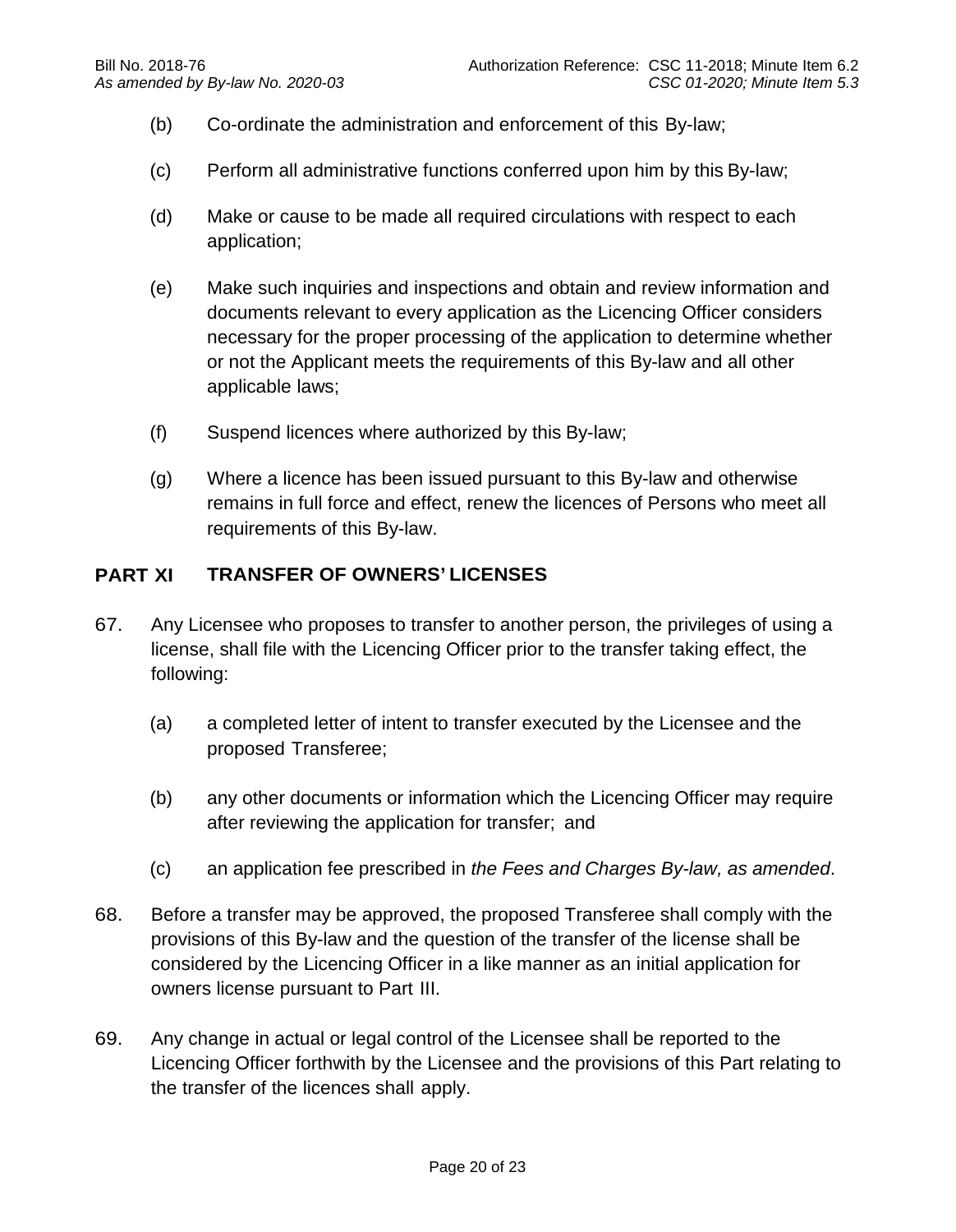(b) Co-ordinate the administration and enforcement of this By-law;

(c) Perform all administrative functions conferred upon him by this By-law;

(d) Make or cause to be made all required circulations with respect to each application;

(e) Make such inquiries and inspections and obtain and review information and documents relevant to every application as the Licencing Officer considers necessary for the proper processing of the application to determine whether or not the Applicant meets the requirements of this By-law and all other applicable laws;

(f) Suspend licences where authorized by this By-law;

(g) Where a licence has been issued pursuant to this By-law and otherwise remains in full force and effect, renew the licences of Persons who meet all requirements of this By-law.

## PART XI TRANSFER OF OWNERS' LICENSES

67. Any Licensee who proposes to transfer to another person, the privileges of using a license, shall file with the Licencing Officer prior to the transfer taking effect, the following:

    (a) a completed letter of intent to transfer executed by the Licensee and the proposed Transferee;

    (b) any other documents or information which the Licencing Officer may require after reviewing the application for transfer; and

    (c) an application fee prescribed in *the Fees and Charges By-law, as amended*.

68. Before a transfer may be approved, the proposed Transferee shall comply with the provisions of this By-law and the question of the transfer of the license shall be considered by the Licencing Officer in a like manner as an initial application for owners license pursuant to Part III.

69. Any change in actual or legal control of the Licensee shall be reported to the Licencing Officer forthwith by the Licensee and the provisions of this Part relating to the transfer of the licences shall apply.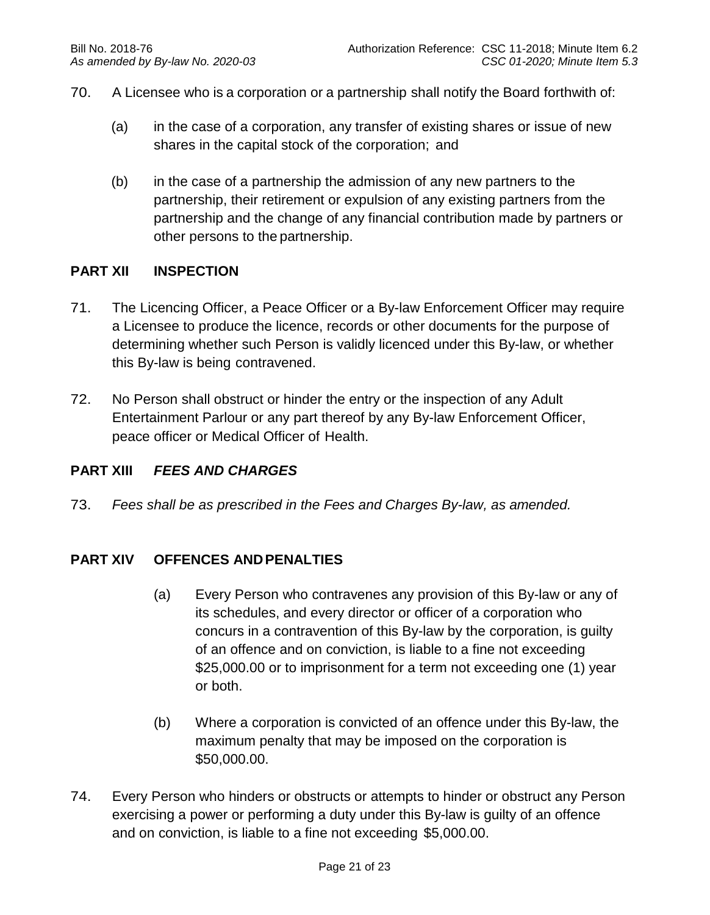70. A Licensee who is a corporation or a partnership shall notify the Board forthwith of:

(a) in the case of a corporation, any transfer of existing shares or issue of new shares in the capital stock of the corporation; and

(b) in the case of a partnership the admission of any new partners to the partnership, their retirement or expulsion of any existing partners from the partnership and the change of any financial contribution made by partners or other persons to the partnership.

## PART XII INSPECTION

71. The Licencing Officer, a Peace Officer or a By-law Enforcement Officer may require a Licensee to produce the licence, records or other documents for the purpose of determining whether such Person is validly licenced under this By-law, or whether this By-law is being contravened.

72. No Person shall obstruct or hinder the entry or the inspection of any Adult Entertainment Parlour or any part thereof by any By-law Enforcement Officer, peace officer or Medical Officer of Health.

## PART XIII *FEES AND CHARGES*

73. *Fees shall be as prescribed in the Fees and Charges By-law, as amended.*

## PART XIV OFFENCES AND PENALTIES

(a) Every Person who contravenes any provision of this By-law or any of its schedules, and every director or officer of a corporation who concurs in a contravention of this By-law by the corporation, is guilty of an offence and on conviction, is liable to a fine not exceeding $25,000.00 or to imprisonment for a term not exceeding one (1) year or both.

(b) Where a corporation is convicted of an offence under this By-law, the maximum penalty that may be imposed on the corporation is $50,000.00.

74. Every Person who hinders or obstructs or attempts to hinder or obstruct any Person exercising a power or performing a duty under this By-law is guilty of an offence and on conviction, is liable to a fine not exceeding $5,000.00.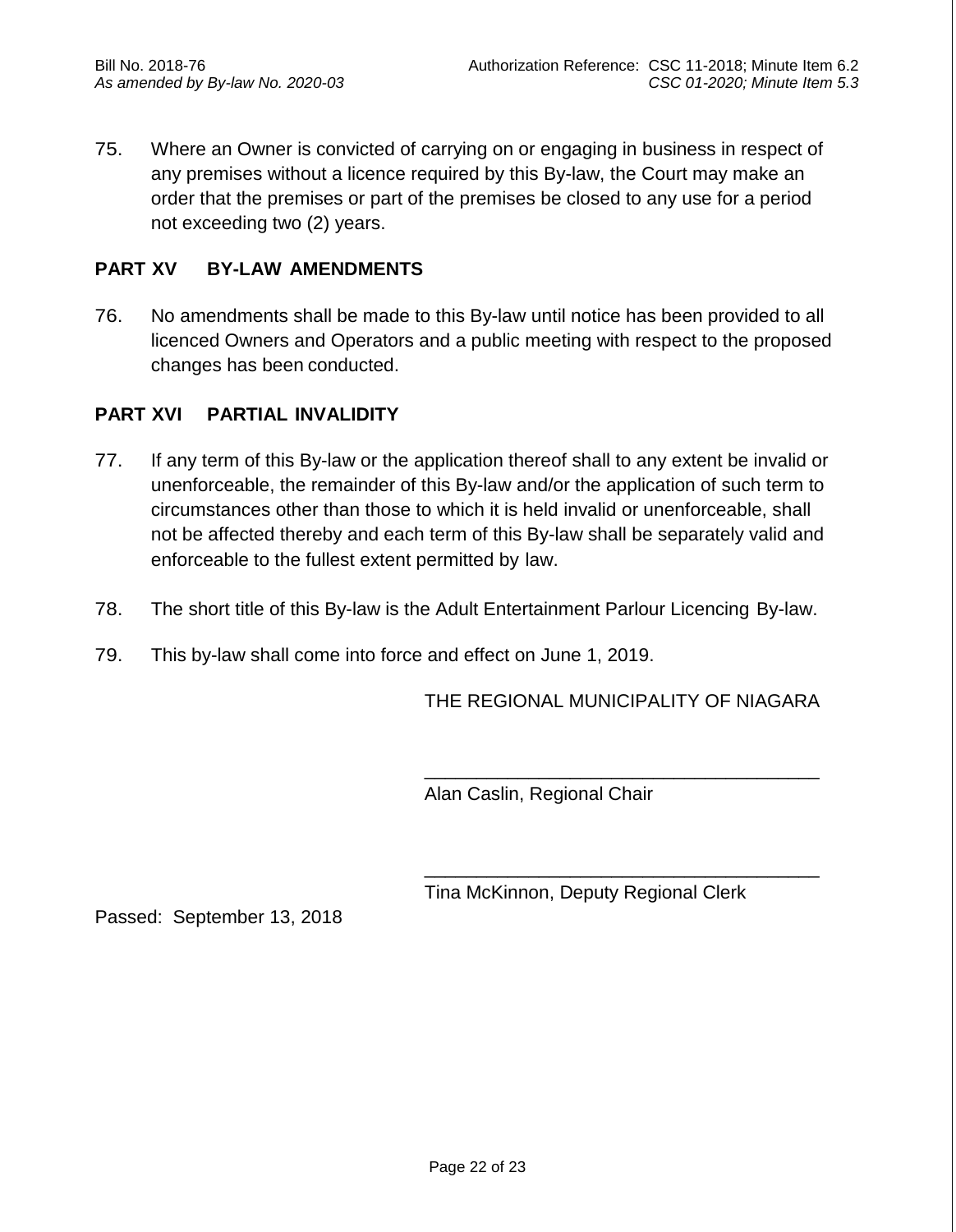75. Where an Owner is convicted of carrying on or engaging in business in respect of any premises without a licence required by this By-law, the Court may make an order that the premises or part of the premises be closed to any use for a period not exceeding two (2) years.

## PART XV BY-LAW AMENDMENTS

76. No amendments shall be made to this By-law until notice has been provided to all licenced Owners and Operators and a public meeting with respect to the proposed changes has been conducted.

## PART XVI PARTIAL INVALIDITY

77. If any term of this By-law or the application thereof shall to any extent be invalid or unenforceable, the remainder of this By-law and/or the application of such term to circumstances other than those to which it is held invalid or unenforceable, shall not be affected thereby and each term of this By-law shall be separately valid and enforceable to the fullest extent permitted by law.

78. The short title of this By-law is the Adult Entertainment Parlour Licencing By-law.

79. This by-law shall come into force and effect on June 1, 2019.

THE REGIONAL MUNICIPALITY OF NIAGARA

_______________________________________

Alan Caslin, Regional Chair

_______________________________________

Tina McKinnon, Deputy Regional Clerk

Passed: September 13, 2018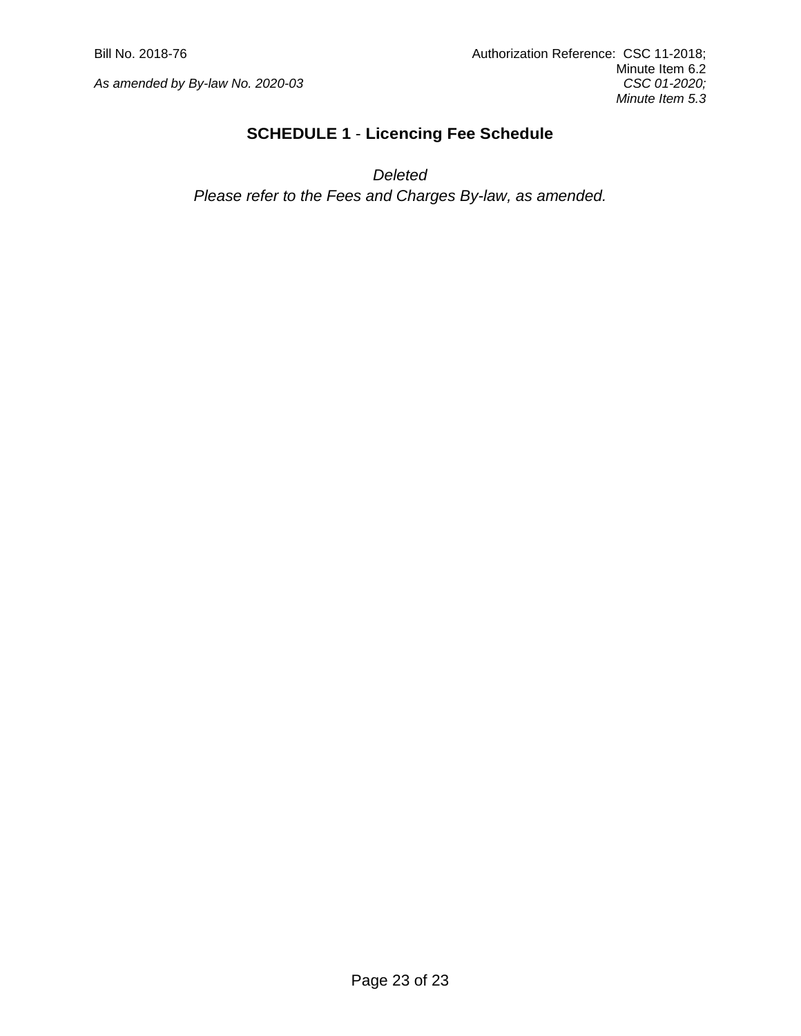Bill No. 2018-76

*As amended by By-law No. 2020-03*

Authorization Reference: CSC 11-2018; Minute Item 6.2
*CSC 01-2020; Minute Item 5.3*

## SCHEDULE 1 - Licencing Fee Schedule

*Deleted*

*Please refer to the Fees and Charges By-law, as amended.*